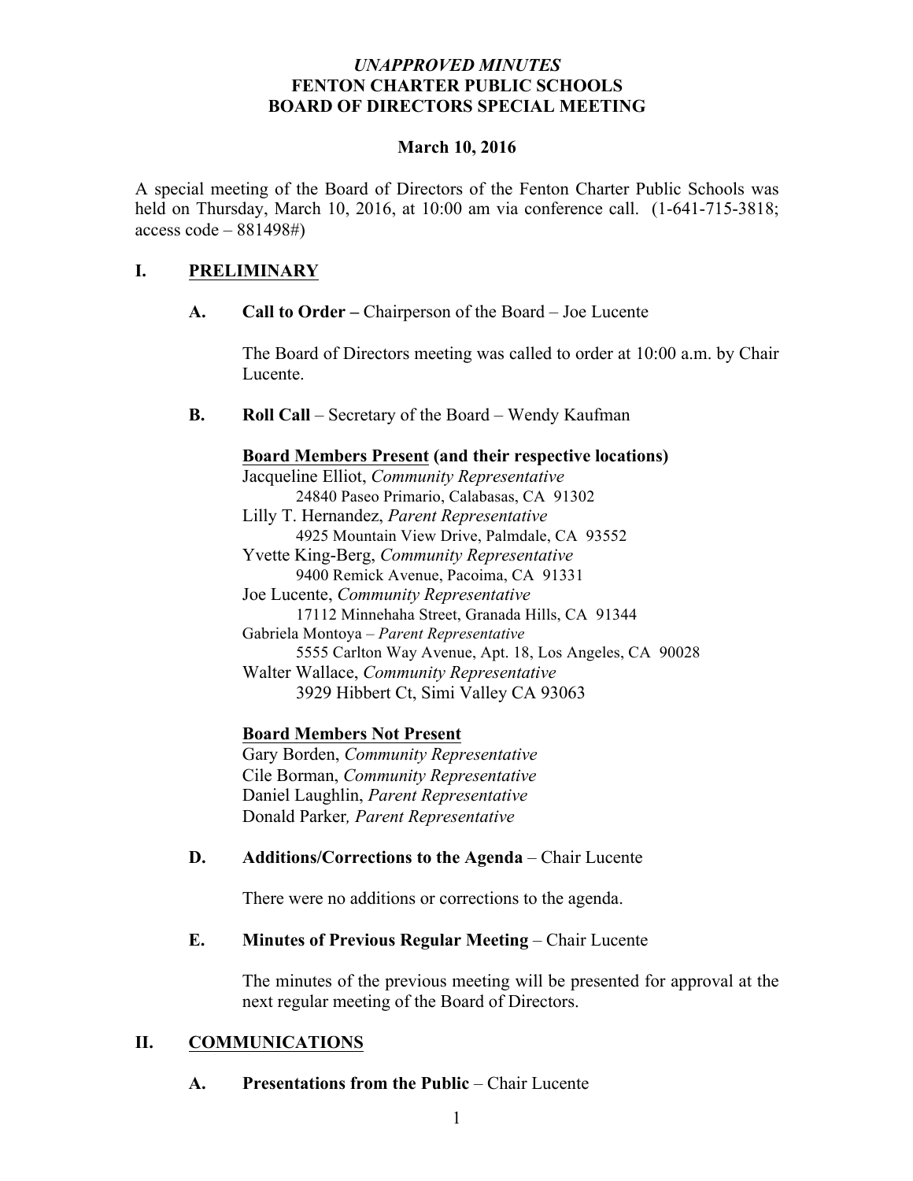*UNAPPROVED MINUTES*
**FENTON CHARTER PUBLIC SCHOOLS**
**BOARD OF DIRECTORS SPECIAL MEETING**

**March 10, 2016**

A special meeting of the Board of Directors of the Fenton Charter Public Schools was held on Thursday, March 10, 2016, at 10:00 am via conference call. (1-641-715-3818; access code – 881498#)

## I. PRELIMINARY

**A. Call to Order –** Chairperson of the Board – Joe Lucente

The Board of Directors meeting was called to order at 10:00 a.m. by Chair Lucente.

**B. Roll Call** – Secretary of the Board – Wendy Kaufman

**Board Members Present (and their respective locations)**

Jacqueline Elliot, *Community Representative*
24840 Paseo Primario, Calabasas, CA 91302
Lilly T. Hernandez, *Parent Representative*
4925 Mountain View Drive, Palmdale, CA 93552
Yvette King-Berg, *Community Representative*
9400 Remick Avenue, Pacoima, CA 91331
Joe Lucente, *Community Representative*
17112 Minnehaha Street, Granada Hills, CA 91344
Gabriela Montoya – *Parent Representative*
5555 Carlton Way Avenue, Apt. 18, Los Angeles, CA 90028
Walter Wallace, *Community Representative*
3929 Hibbert Ct, Simi Valley CA 93063

**Board Members Not Present**

Gary Borden, *Community Representative*
Cile Borman, *Community Representative*
Daniel Laughlin, *Parent Representative*
Donald Parker*, Parent Representative*

**D. Additions/Corrections to the Agenda** – Chair Lucente

There were no additions or corrections to the agenda.

**E. Minutes of Previous Regular Meeting** – Chair Lucente

The minutes of the previous meeting will be presented for approval at the next regular meeting of the Board of Directors.

## II. COMMUNICATIONS

**A. Presentations from the Public** – Chair Lucente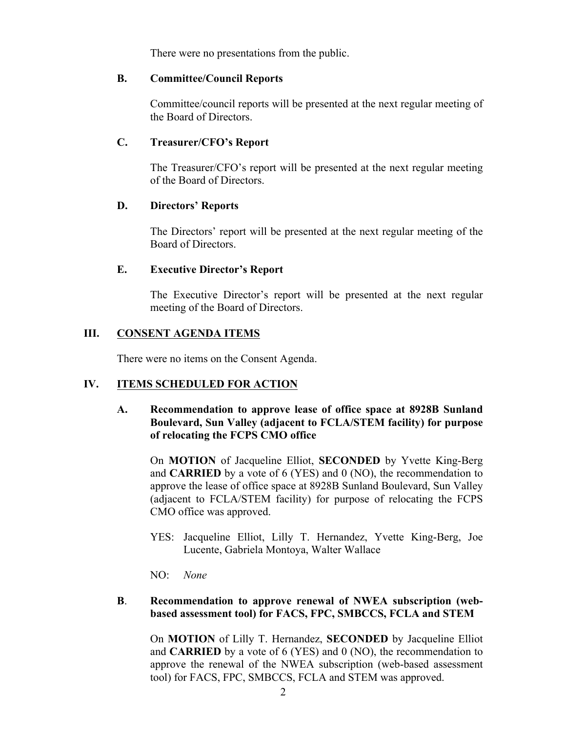There were no presentations from the public.

### B. Committee/Council Reports

Committee/council reports will be presented at the next regular meeting of the Board of Directors.

### C. Treasurer/CFO's Report

The Treasurer/CFO's report will be presented at the next regular meeting of the Board of Directors.

### D. Directors' Reports

The Directors' report will be presented at the next regular meeting of the Board of Directors.

### E. Executive Director's Report

The Executive Director's report will be presented at the next regular meeting of the Board of Directors.

## III. CONSENT AGENDA ITEMS

There were no items on the Consent Agenda.

## IV. ITEMS SCHEDULED FOR ACTION

### A. Recommendation to approve lease of office space at 8928B Sunland Boulevard, Sun Valley (adjacent to FCLA/STEM facility) for purpose of relocating the FCPS CMO office

On **MOTION** of Jacqueline Elliot, **SECONDED** by Yvette King-Berg and **CARRIED** by a vote of 6 (YES) and 0 (NO), the recommendation to approve the lease of office space at 8928B Sunland Boulevard, Sun Valley (adjacent to FCLA/STEM facility) for purpose of relocating the FCPS CMO office was approved.

YES: Jacqueline Elliot, Lilly T. Hernandez, Yvette King-Berg, Joe Lucente, Gabriela Montoya, Walter Wallace

NO: *None*

### B. Recommendation to approve renewal of NWEA subscription (web-based assessment tool) for FACS, FPC, SMBCCS, FCLA and STEM

On **MOTION** of Lilly T. Hernandez, **SECONDED** by Jacqueline Elliot and **CARRIED** by a vote of 6 (YES) and 0 (NO), the recommendation to approve the renewal of the NWEA subscription (web-based assessment tool) for FACS, FPC, SMBCCS, FCLA and STEM was approved.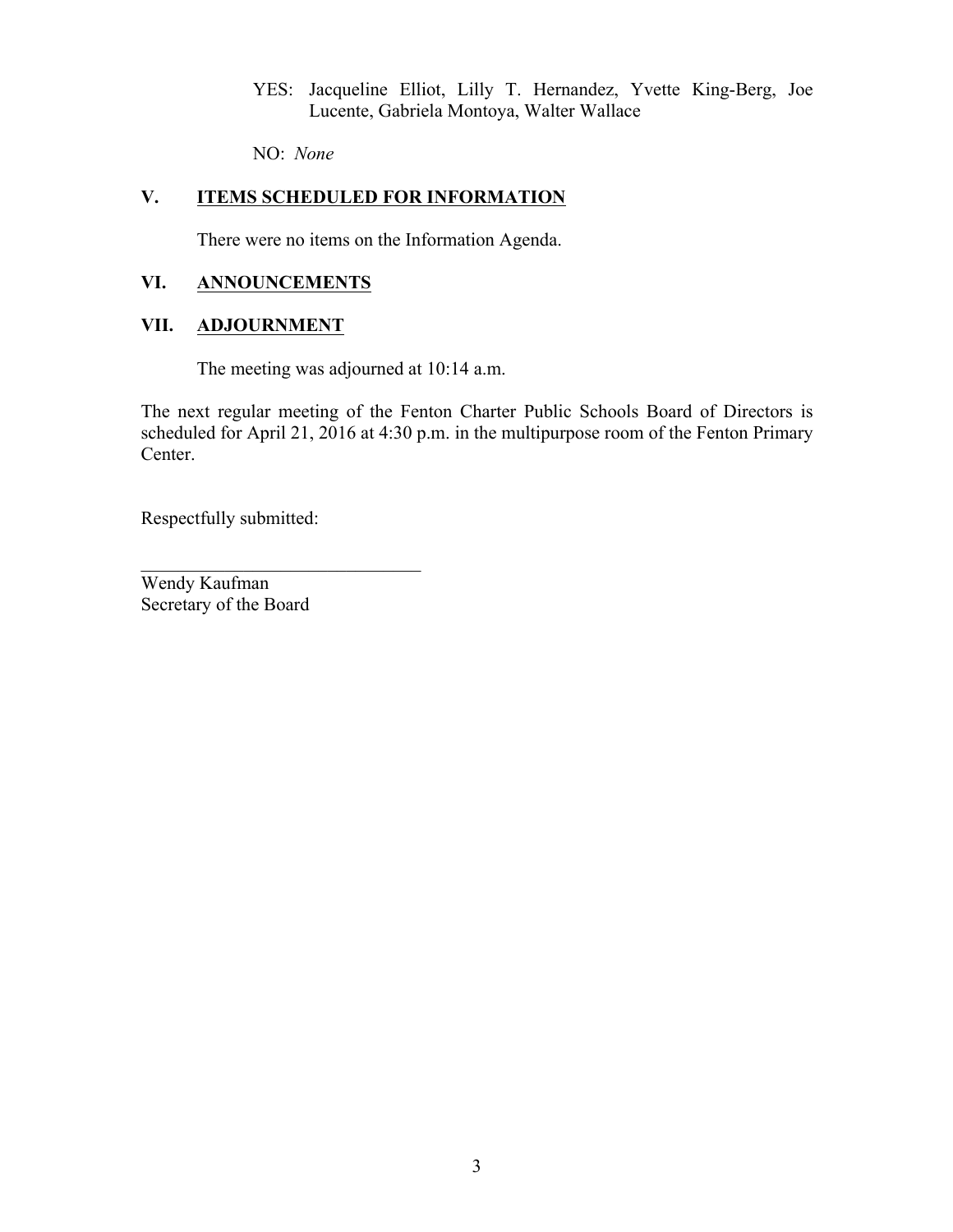YES: Jacqueline Elliot, Lilly T. Hernandez, Yvette King-Berg, Joe Lucente, Gabriela Montoya, Walter Wallace

NO: *None*

## V. ITEMS SCHEDULED FOR INFORMATION

There were no items on the Information Agenda.

## VI. ANNOUNCEMENTS

## VII. ADJOURNMENT

The meeting was adjourned at 10:14 a.m.

The next regular meeting of the Fenton Charter Public Schools Board of Directors is scheduled for April 21, 2016 at 4:30 p.m. in the multipurpose room of the Fenton Primary Center.

Respectfully submitted:

\_\_\_\_\_\_\_\_\_\_\_\_\_\_\_\_\_\_\_\_\_\_\_\_\_\_\_\_\_\_

Wendy Kaufman
Secretary of the Board